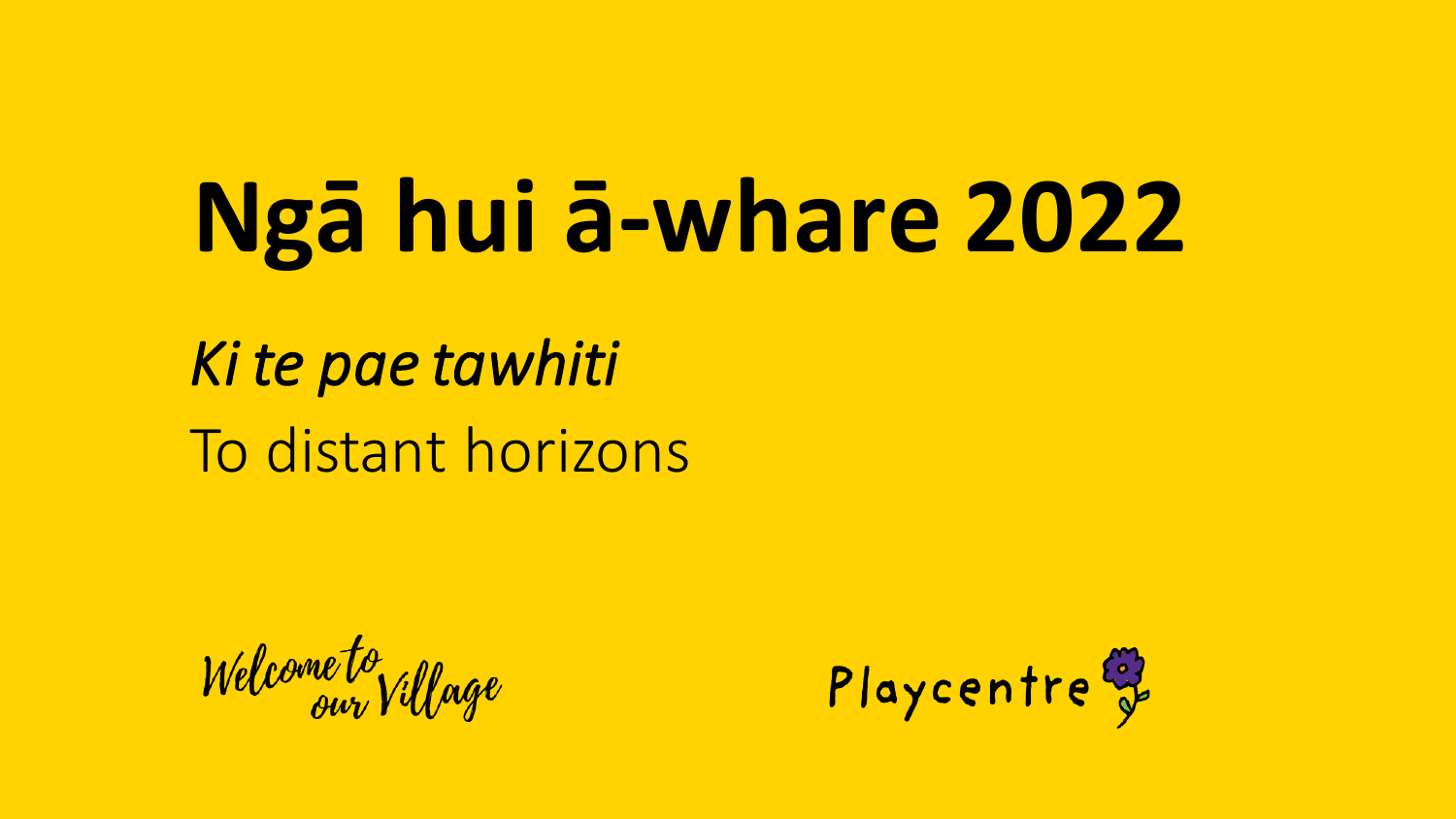# Ngā hui ā-whare 2022

*Ki te pae tawhiti*

To distant horizons

Welcome to our Village

Playcentre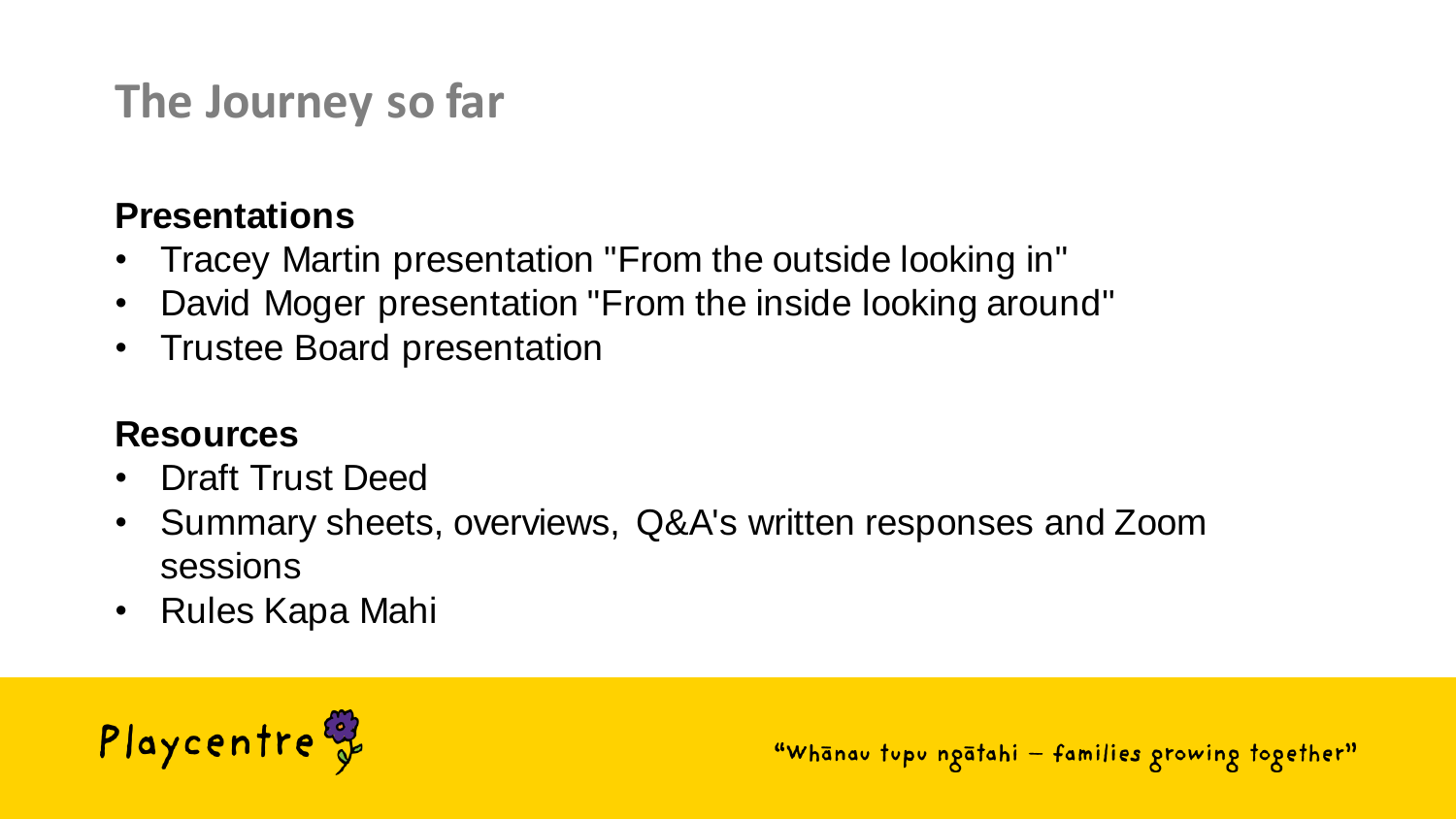# The Journey so far

## Presentations

- Tracey Martin presentation "From the outside looking in"
- David Moger presentation "From the inside looking around"
- Trustee Board presentation

## Resources

- Draft Trust Deed
- Summary sheets, overviews, Q&A's written responses and Zoom sessions
- Rules Kapa Mahi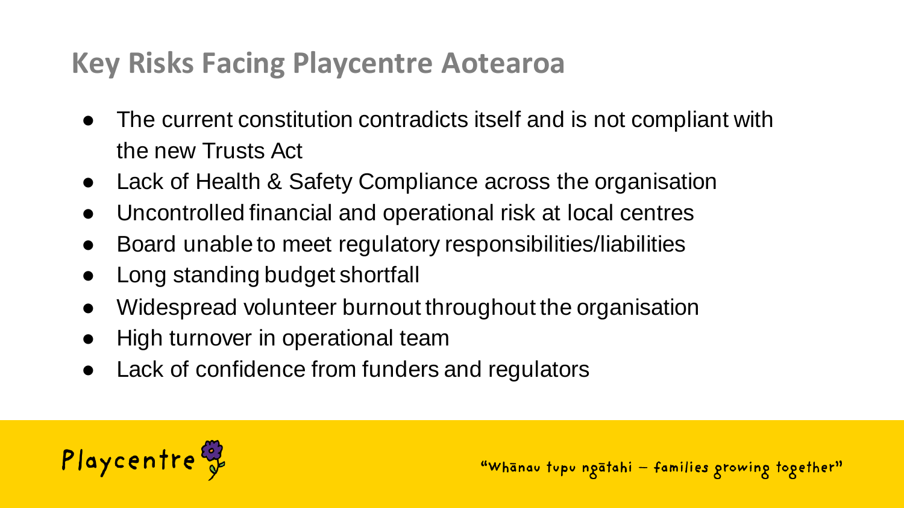## Key Risks Facing Playcentre Aotearoa

- The current constitution contradicts itself and is not compliant with the new Trusts Act
- Lack of Health & Safety Compliance across the organisation
- Uncontrolled financial and operational risk at local centres
- Board unable to meet regulatory responsibilities/liabilities
- Long standing budget shortfall
- Widespread volunteer burnout throughout the organisation
- High turnover in operational team
- Lack of confidence from funders and regulators

Playcentre

"Whānau tupu ngātahi – families growing together"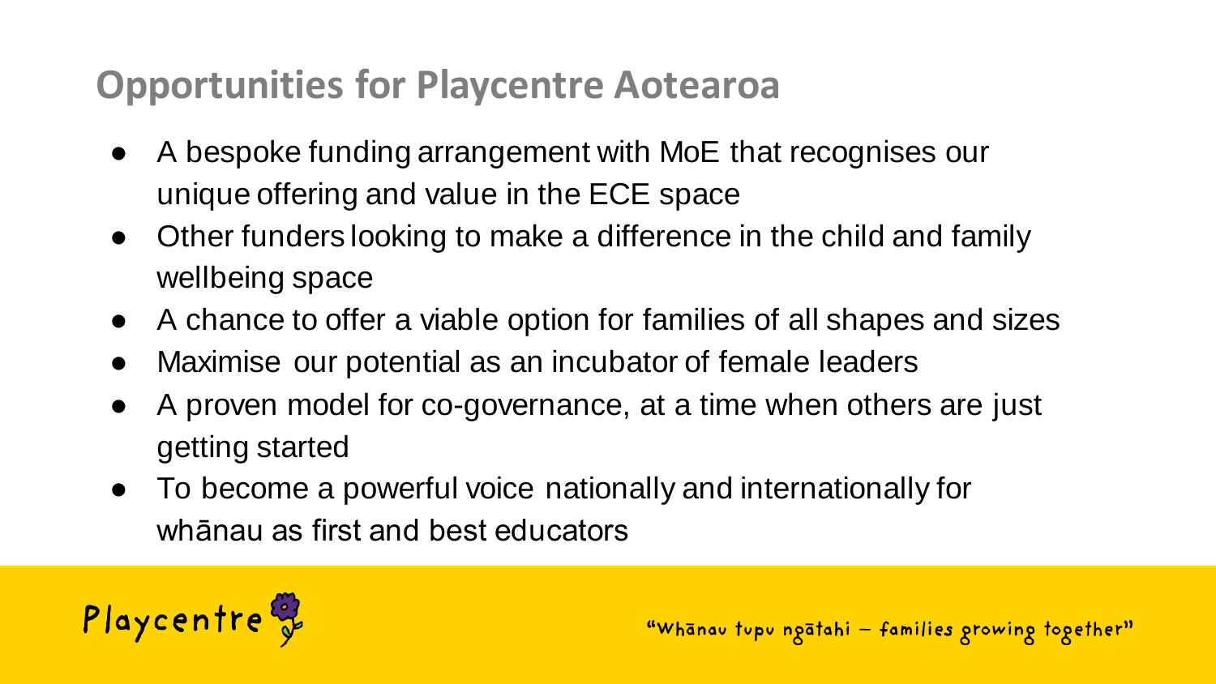## Opportunities for Playcentre Aotearoa

- A bespoke funding arrangement with MoE that recognises our unique offering and value in the ECE space
- Other funders looking to make a difference in the child and family wellbeing space
- A chance to offer a viable option for families of all shapes and sizes
- Maximise our potential as an incubator of female leaders
- A proven model for co-governance, at a time when others are just getting started
- To become a powerful voice nationally and internationally for whānau as first and best educators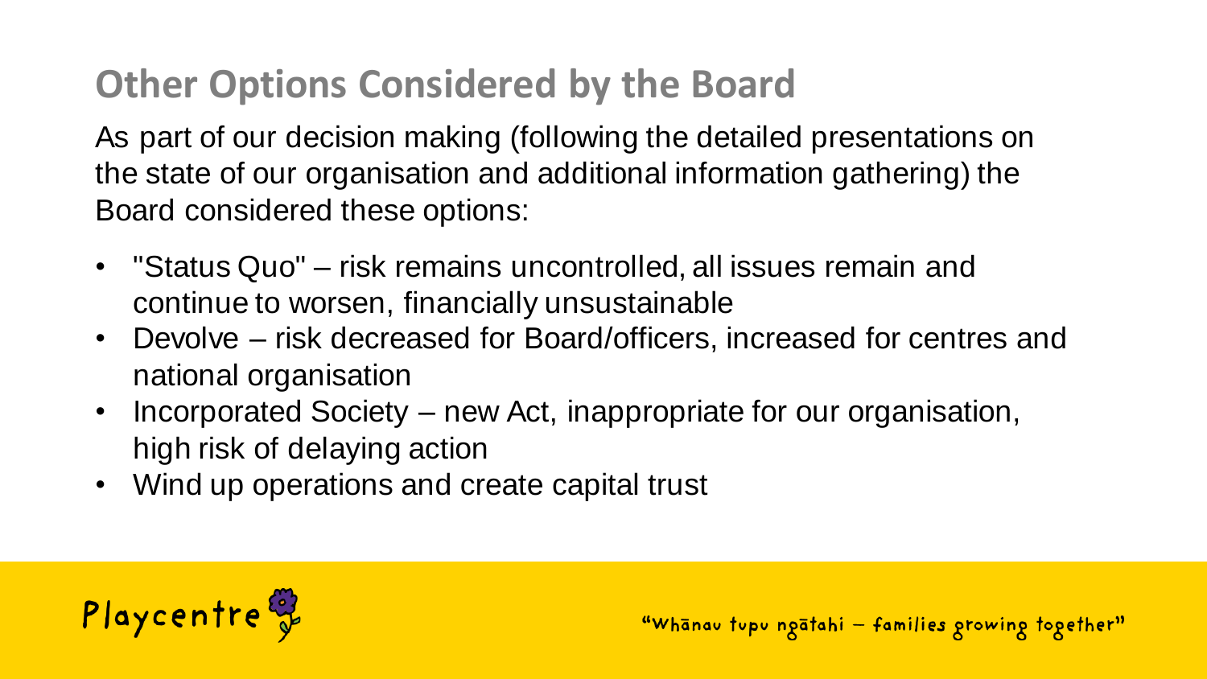# Other Options Considered by the Board

As part of our decision making (following the detailed presentations on the state of our organisation and additional information gathering) the Board considered these options:

- "Status Quo" – risk remains uncontrolled, all issues remain and continue to worsen, financially unsustainable
- Devolve – risk decreased for Board/officers, increased for centres and national organisation
- Incorporated Society – new Act, inappropriate for our organisation, high risk of delaying action
- Wind up operations and create capital trust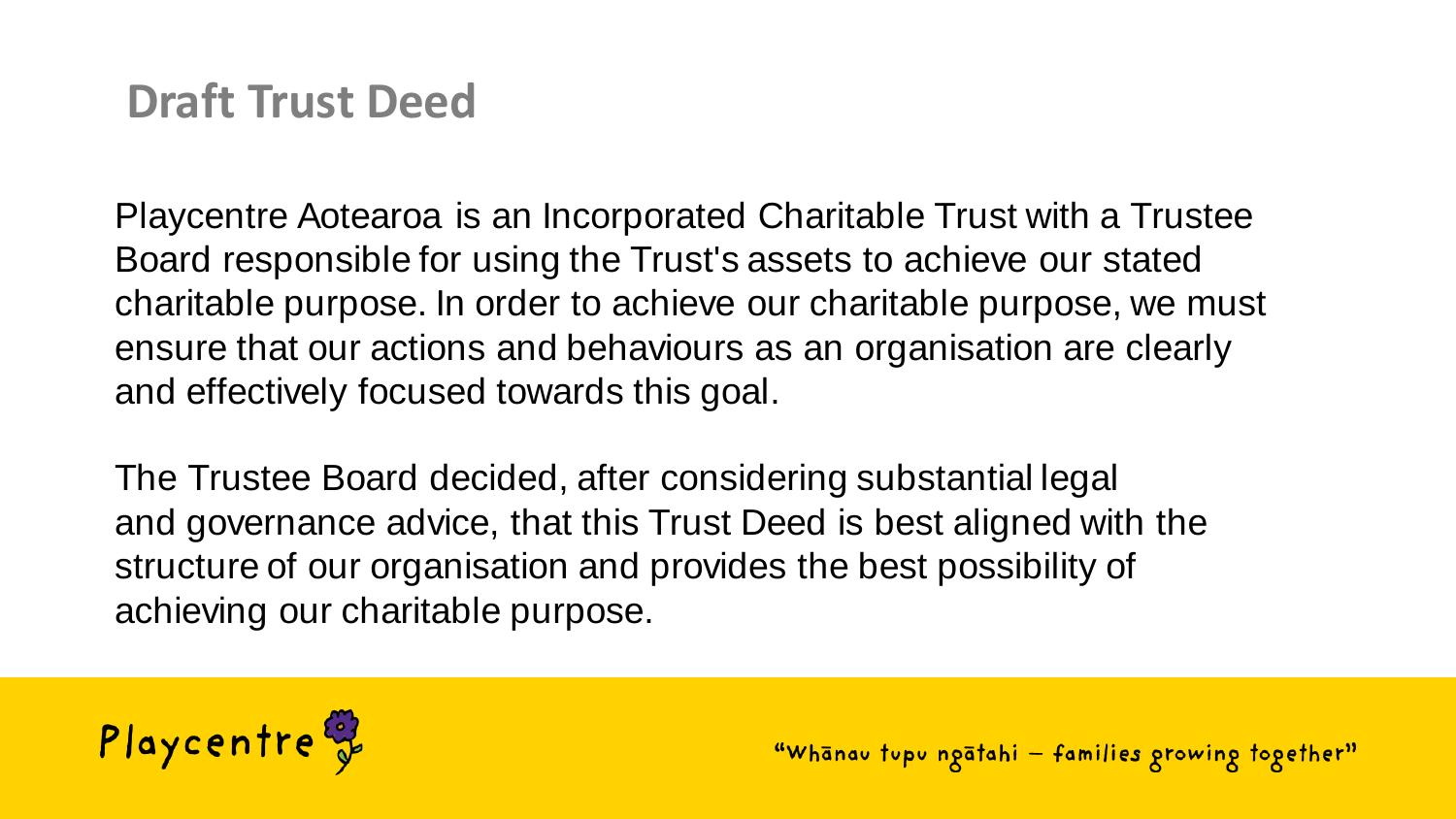# Draft Trust Deed

Playcentre Aotearoa is an Incorporated Charitable Trust with a Trustee Board responsible for using the Trust's assets to achieve our stated charitable purpose. In order to achieve our charitable purpose, we must ensure that our actions and behaviours as an organisation are clearly and effectively focused towards this goal.

The Trustee Board decided, after considering substantial legal and governance advice, that this Trust Deed is best aligned with the structure of our organisation and provides the best possibility of achieving our charitable purpose.

Playcentre

"Whānau tupu ngātahi – families growing together"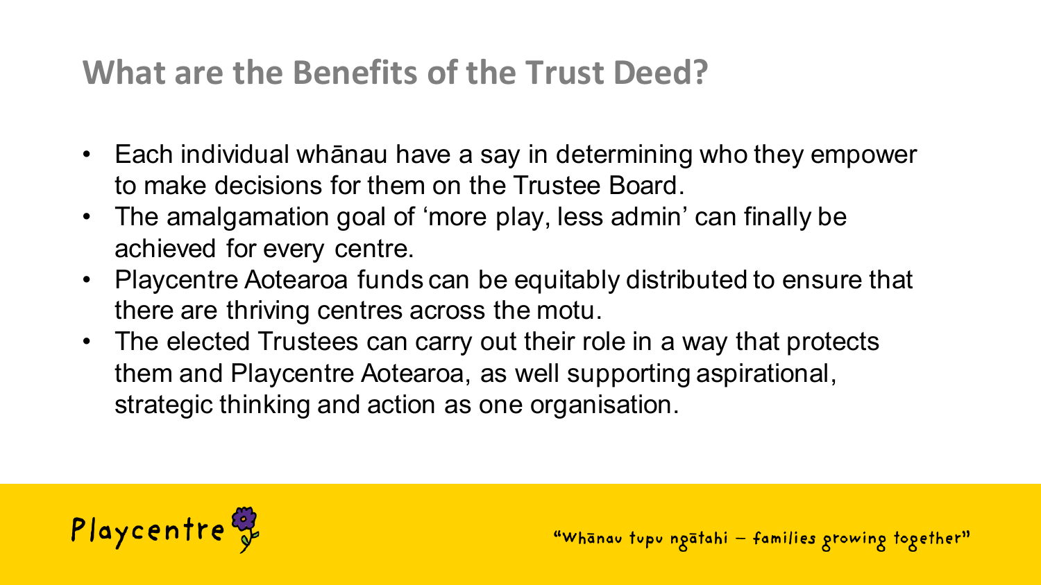## What are the Benefits of the Trust Deed?

- Each individual whānau have a say in determining who they empower to make decisions for them on the Trustee Board.
- The amalgamation goal of 'more play, less admin' can finally be achieved for every centre.
- Playcentre Aotearoa funds can be equitably distributed to ensure that there are thriving centres across the motu.
- The elected Trustees can carry out their role in a way that protects them and Playcentre Aotearoa, as well supporting aspirational, strategic thinking and action as one organisation.

Playcentre

"Whānau tupu ngātahi – families growing together"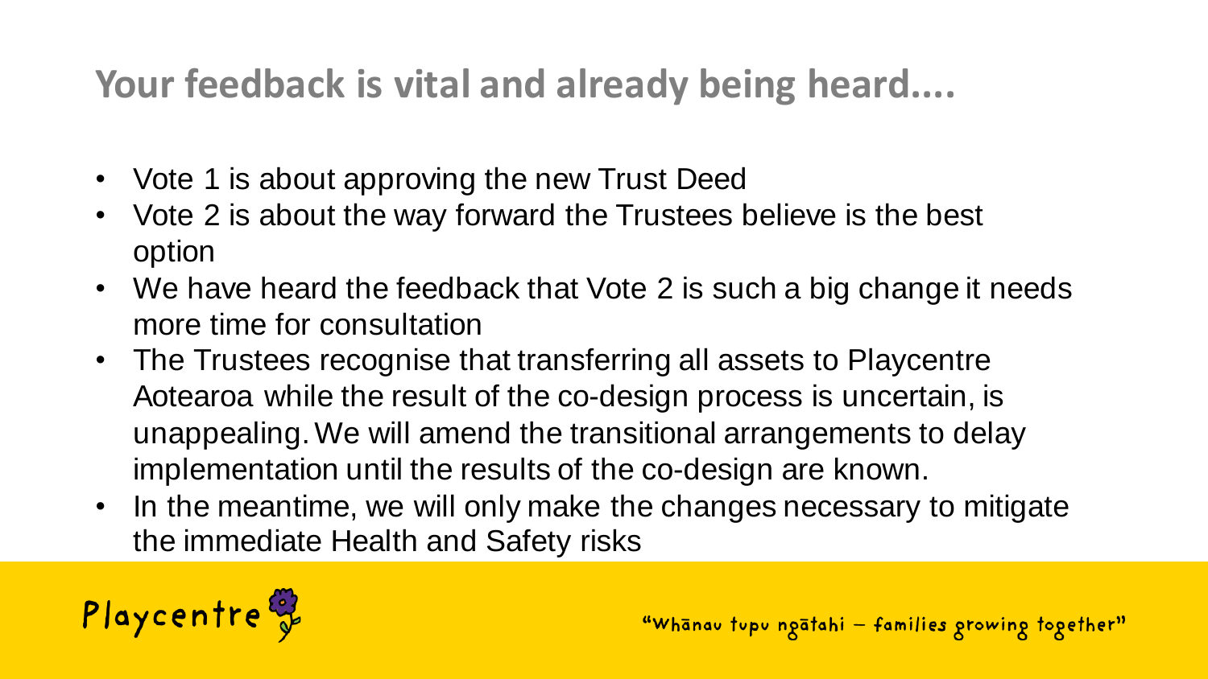## Your feedback is vital and already being heard....

- Vote 1 is about approving the new Trust Deed
- Vote 2 is about the way forward the Trustees believe is the best option
- We have heard the feedback that Vote 2 is such a big change it needs more time for consultation
- The Trustees recognise that transferring all assets to Playcentre Aotearoa while the result of the co-design process is uncertain, is unappealing. We will amend the transitional arrangements to delay implementation until the results of the co-design are known.
- In the meantime, we will only make the changes necessary to mitigate the immediate Health and Safety risks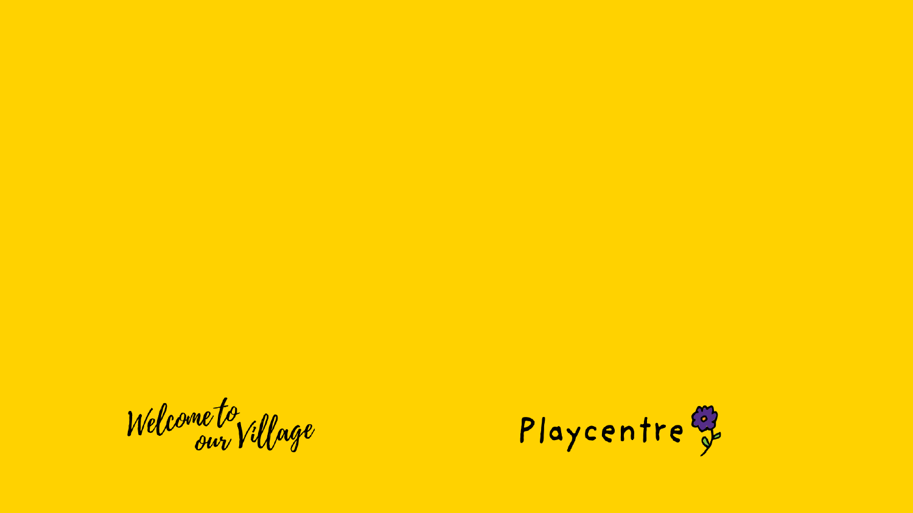Welcome to our Village

Playcentre